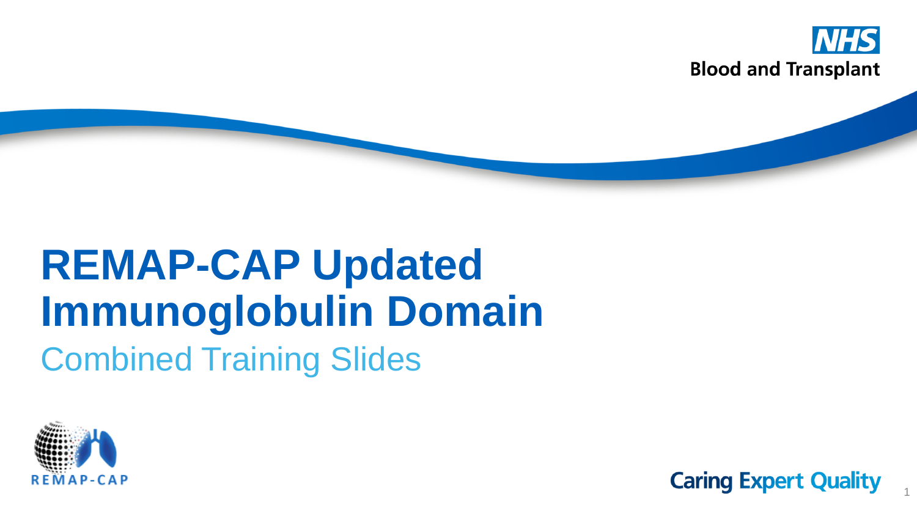NHS Blood and Transplant

# REMAP-CAP Updated Immunoglobulin Domain

## Combined Training Slides

REMAP-CAP

Caring Expert Quality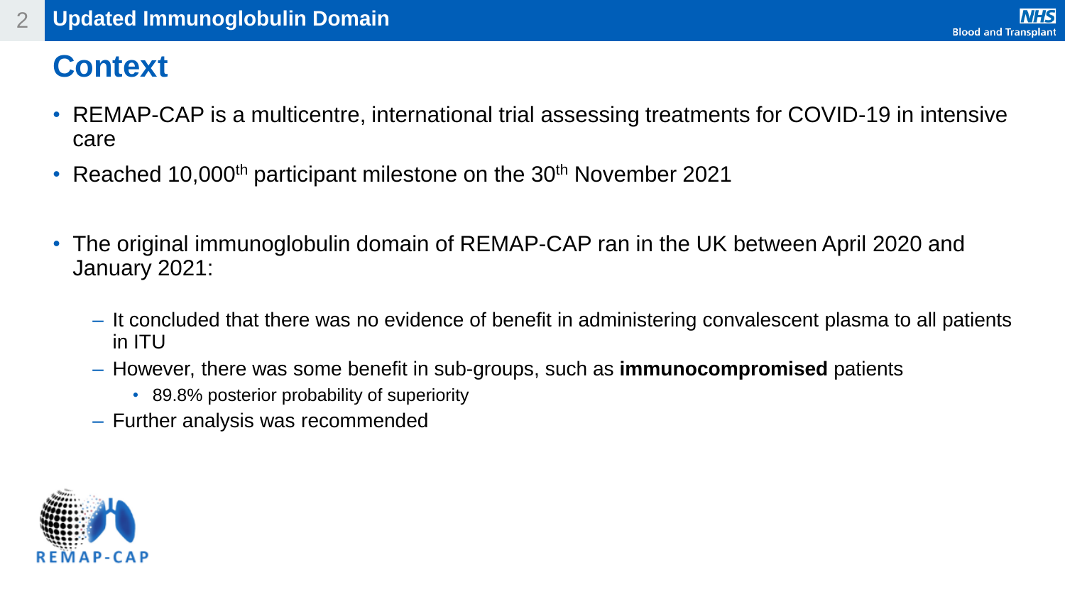## Context

- REMAP-CAP is a multicentre, international trial assessing treatments for COVID-19 in intensive care
- Reached 10,000$^{th}$ participant milestone on the 30$^{th}$ November 2021

- The original immunoglobulin domain of REMAP-CAP ran in the UK between April 2020 and January 2021:
  - It concluded that there was no evidence of benefit in administering convalescent plasma to all patients in ITU
  - However, there was some benefit in sub-groups, such as **immunocompromised** patients
    - 89.8% posterior probability of superiority
  - Further analysis was recommended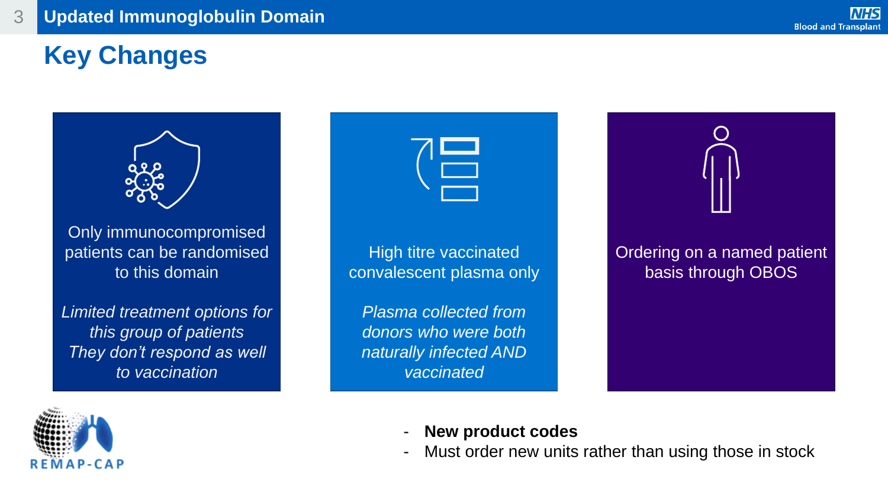# Updated Immunoglobulin Domain

## Key Changes

Only immunocompromised patients can be randomised to this domain

*Limited treatment options for this group of patients*
*They don't respond as well to vaccination*

High titre vaccinated convalescent plasma only

*Plasma collected from donors who were both naturally infected AND vaccinated*

Ordering on a named patient basis through OBOS

- **New product codes**
- Must order new units rather than using those in stock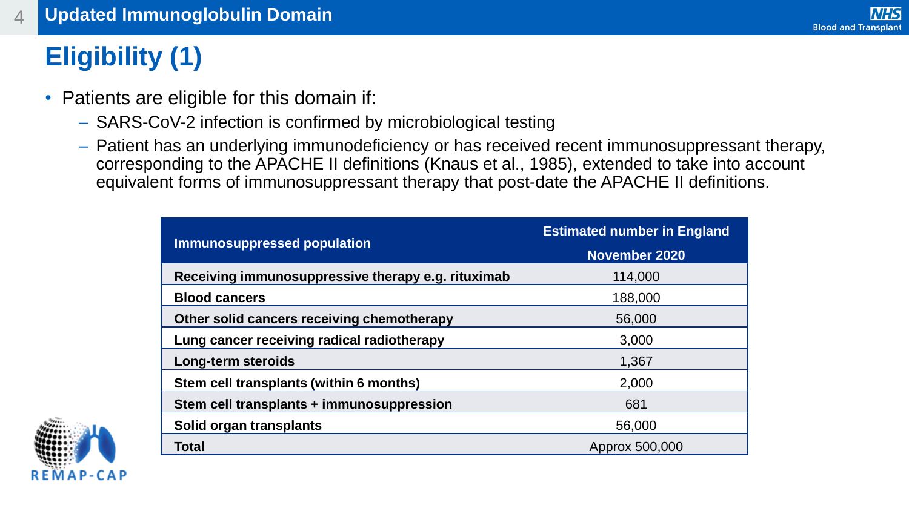## Updated Immunoglobulin Domain

# Eligibility (1)

- Patients are eligible for this domain if:
  - SARS-CoV-2 infection is confirmed by microbiological testing
  - Patient has an underlying immunodeficiency or has received recent immunosuppressant therapy, corresponding to the APACHE II definitions (Knaus et al., 1985), extended to take into account equivalent forms of immunosuppressant therapy that post-date the APACHE II definitions.

| Immunosuppressed population | Estimated number in England November 2020 |
|---|---|
| **Receiving immunosuppressive therapy e.g. rituximab** | 114,000 |
| **Blood cancers** | 188,000 |
| **Other solid cancers receiving chemotherapy** | 56,000 |
| **Lung cancer receiving radical radiotherapy** | 3,000 |
| **Long-term steroids** | 1,367 |
| **Stem cell transplants (within 6 months)** | 2,000 |
| **Stem cell transplants + immunosuppression** | 681 |
| **Solid organ transplants** | 56,000 |
| **Total** | Approx 500,000 |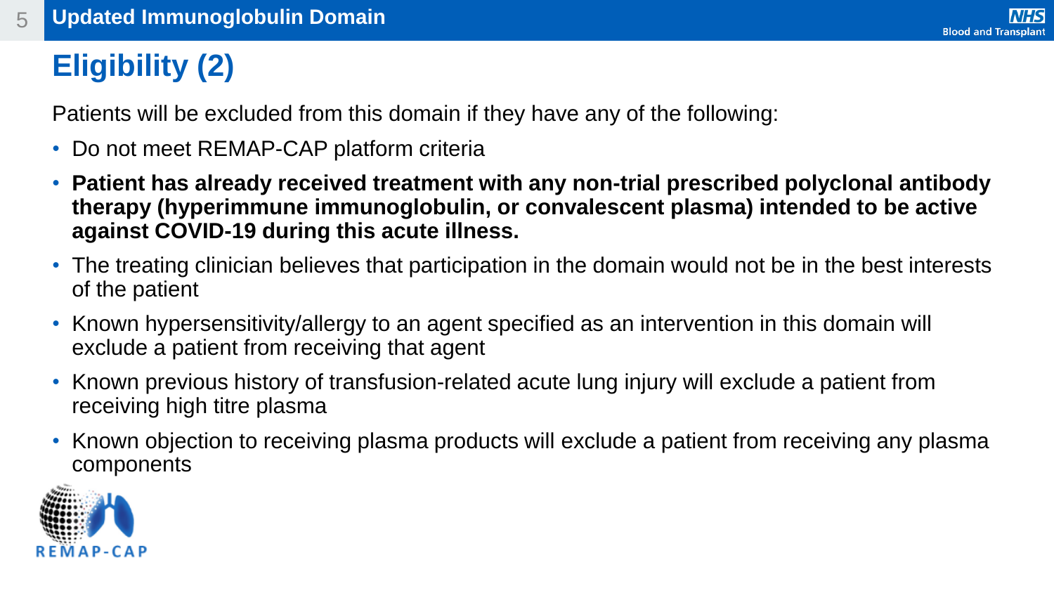# Updated Immunoglobulin Domain

## Eligibility (2)

Patients will be excluded from this domain if they have any of the following:

- Do not meet REMAP-CAP platform criteria
- **Patient has already received treatment with any non-trial prescribed polyclonal antibody therapy (hyperimmune immunoglobulin, or convalescent plasma) intended to be active against COVID-19 during this acute illness.**
- The treating clinician believes that participation in the domain would not be in the best interests of the patient
- Known hypersensitivity/allergy to an agent specified as an intervention in this domain will exclude a patient from receiving that agent
- Known previous history of transfusion-related acute lung injury will exclude a patient from receiving high titre plasma
- Known objection to receiving plasma products will exclude a patient from receiving any plasma components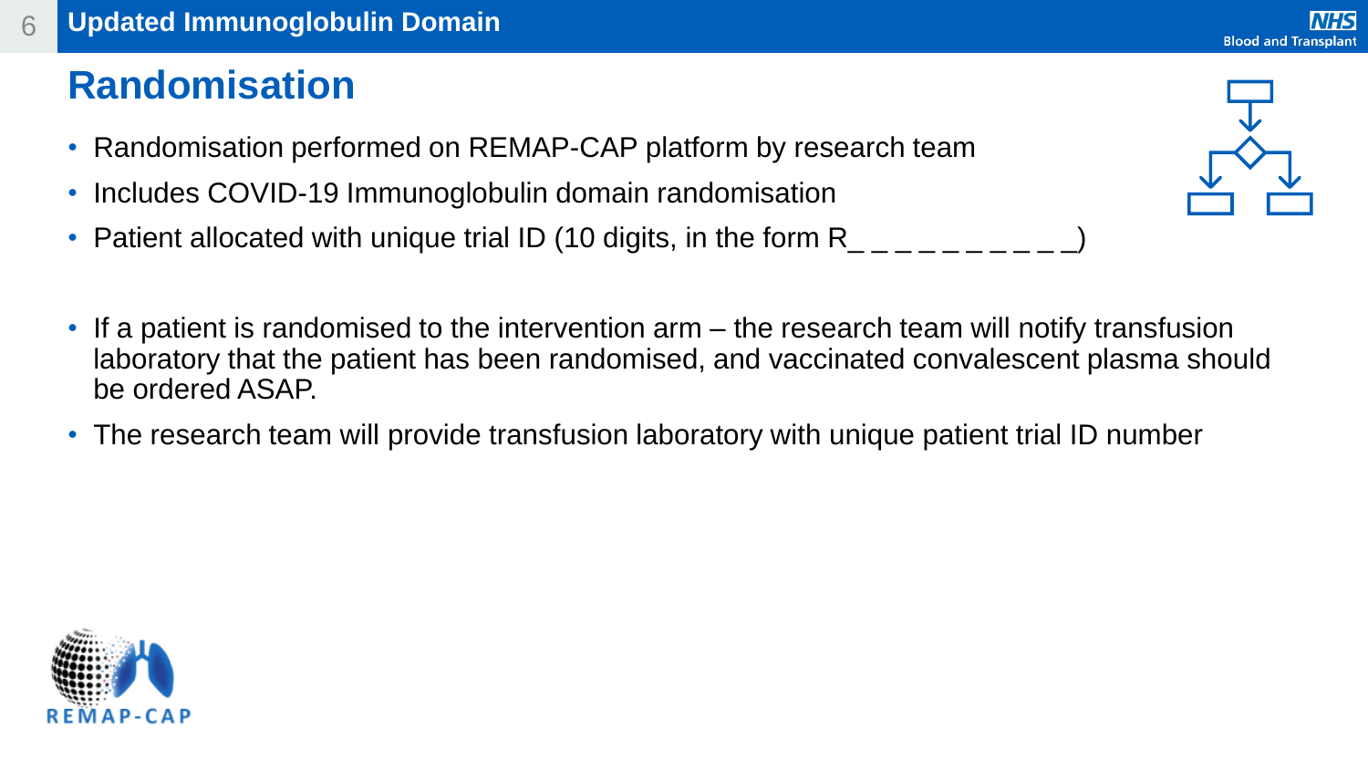# Randomisation

- Randomisation performed on REMAP-CAP platform by research team
- Includes COVID-19 Immunoglobulin domain randomisation
- Patient allocated with unique trial ID (10 digits, in the form R_ _ _ _ _ _ _ _ _ _)

- If a patient is randomised to the intervention arm – the research team will notify transfusion laboratory that the patient has been randomised, and vaccinated convalescent plasma should be ordered ASAP.
- The research team will provide transfusion laboratory with unique patient trial ID number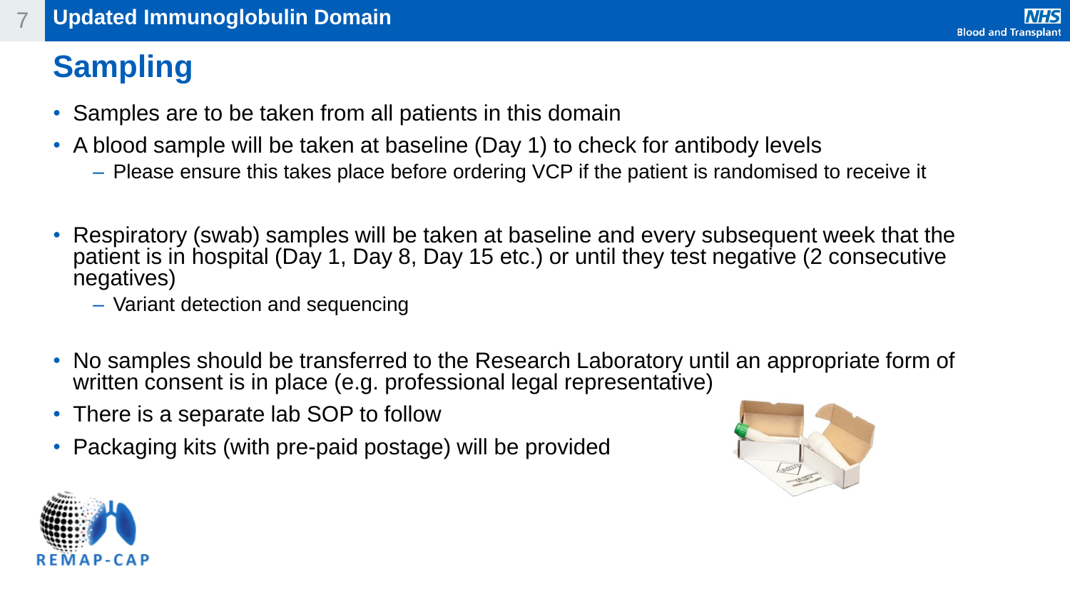# Updated Immunoglobulin Domain

## Sampling

- Samples are to be taken from all patients in this domain
- A blood sample will be taken at baseline (Day 1) to check for antibody levels
  - Please ensure this takes place before ordering VCP if the patient is randomised to receive it

- Respiratory (swab) samples will be taken at baseline and every subsequent week that the patient is in hospital (Day 1, Day 8, Day 15 etc.) or until they test negative (2 consecutive negatives)
  - Variant detection and sequencing

- No samples should be transferred to the Research Laboratory until an appropriate form of written consent is in place (e.g. professional legal representative)
- There is a separate lab SOP to follow
- Packaging kits (with pre-paid postage) will be provided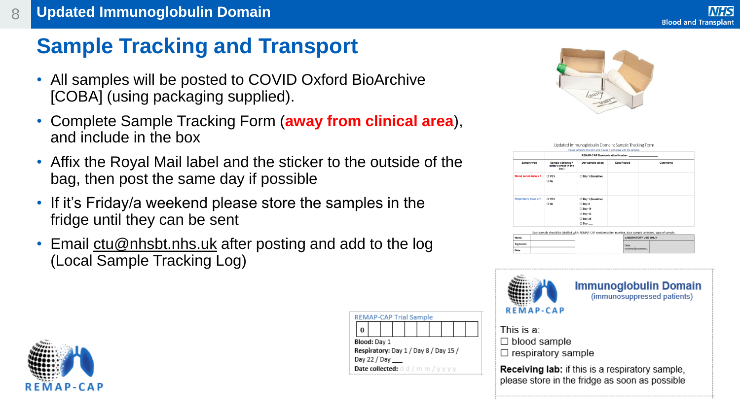# Updated Immunoglobulin Domain

## Sample Tracking and Transport

- All samples will be posted to COVID Oxford BioArchive [COBA] (using packaging supplied).
- Complete Sample Tracking Form (**away from clinical area**), and include in the box
- Affix the Royal Mail label and the sticker to the outside of the bag, then post the same day if possible
- If it's Friday/a weekend please store the samples in the fridge until they can be sent
- Email ctu@nhsbt.nhs.uk after posting and add to the log (Local Sample Tracking Log)

Updated Immunoglobulin Domain: Sample Tracking Form

Please complete this form and include it in the bag with the samples

REMAP-CAP Randomisation Number: ___________

| Sample type | Sample collected? (enter a cross in the box) | Day sample taken | Date Posted | Comments |
|---|---|---|---|---|
| Blood serum tube x 1 | ☐ YES ☐ No | ☐ Day 1 (baseline) | | |
| Respiratory swab x 1 | ☐ YES ☐ No | ☐ Day 1 (baseline) ☐ Day 8 ☐ Day 15 ☐ Day 22 ☐ Day 29 ☐ Day ___ | | |

Each sample should be labelled with: REMAP-CAP randomisation number, date sample collected, type of sample.

| | | LABORATORY USE ONLY |
|---|---|---|
| Name | | |
| Signature | | Date received/processed |
| Date | | |

REMAP-CAP Trial Sample

0

**Blood:** Day 1

**Respiratory:** Day 1 / Day 8 / Day 15 / Day 22 / Day ___

**Date collected:** d d / m m / y y y y

REMAP-CAP

**Immunoglobulin Domain**

(immunosuppressed patients)

This is a:

☐ blood sample

☐ respiratory sample

**Receiving lab:** if this is a respiratory sample, please store in the fridge as soon as possible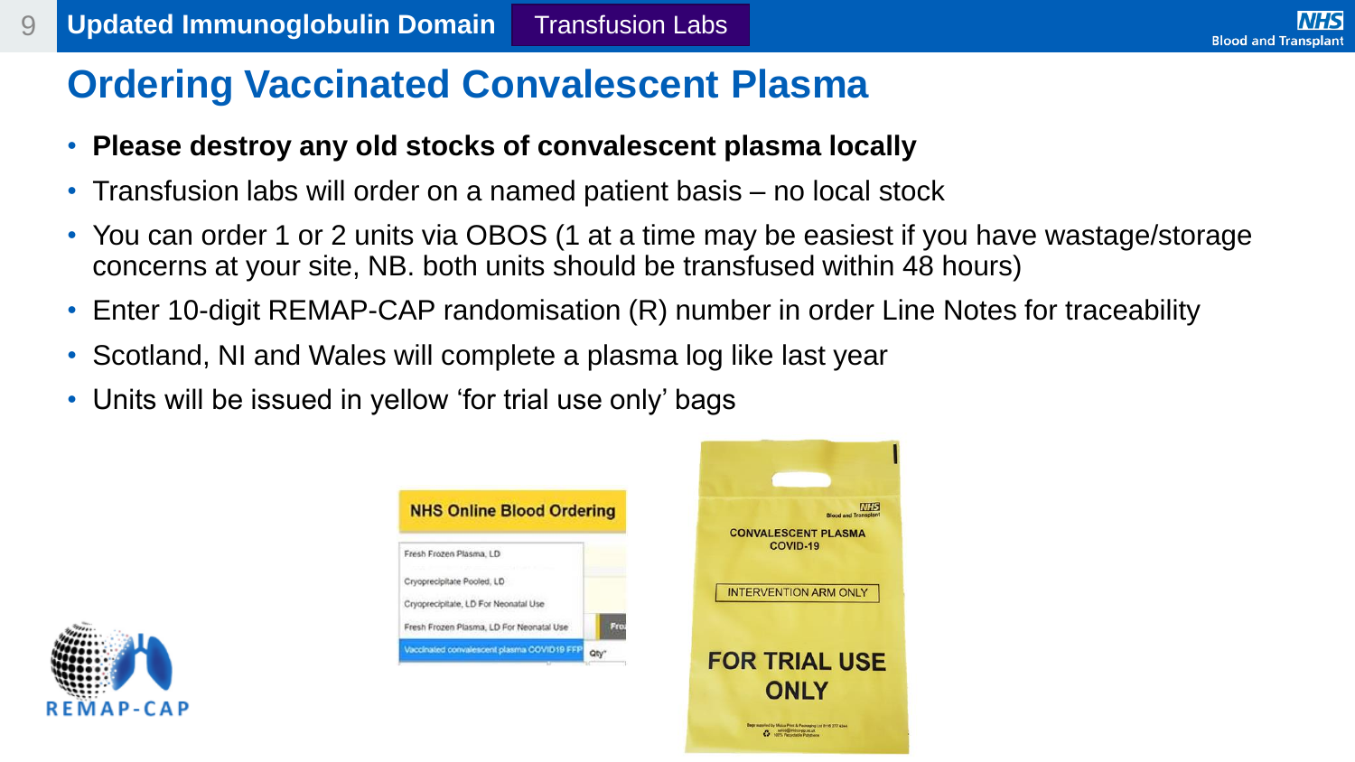# Ordering Vaccinated Convalescent Plasma

- **Please destroy any old stocks of convalescent plasma locally**
- Transfusion labs will order on a named patient basis – no local stock
- You can order 1 or 2 units via OBOS (1 at a time may be easiest if you have wastage/storage concerns at your site, NB. both units should be transfused within 48 hours)
- Enter 10-digit REMAP-CAP randomisation (R) number in order Line Notes for traceability
- Scotland, NI and Wales will complete a plasma log like last year
- Units will be issued in yellow 'for trial use only' bags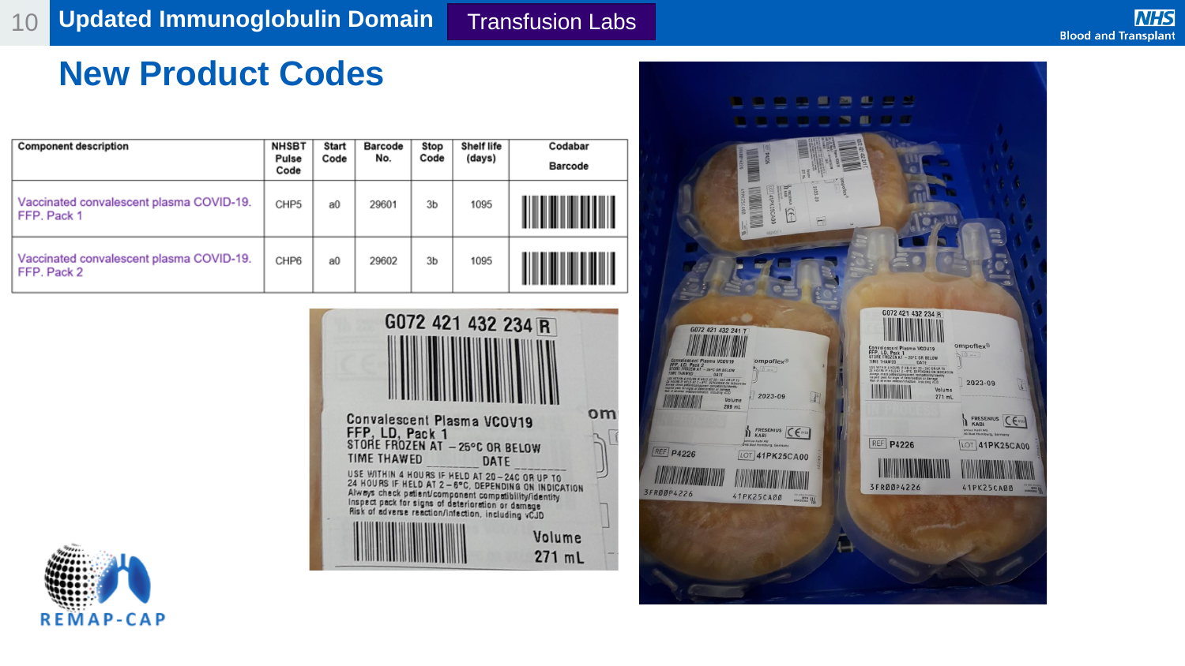# Updated Immunoglobulin Domain

Transfusion Labs

## New Product Codes

| Component description | NHSBT Pulse Code | Start Code | Barcode No. | Stop Code | Shelf life (days) | Codabar Barcode |
| --- | --- | --- | --- | --- | --- | --- |
| Vaccinated convalescent plasma COVID-19. FFP. Pack 1 | CHP5 | a0 | 29601 | 3b | 1095 | |
| Vaccinated convalescent plasma COVID-19. FFP. Pack 2 | CHP6 | a0 | 29602 | 3b | 1095 | |

REMAP-CAP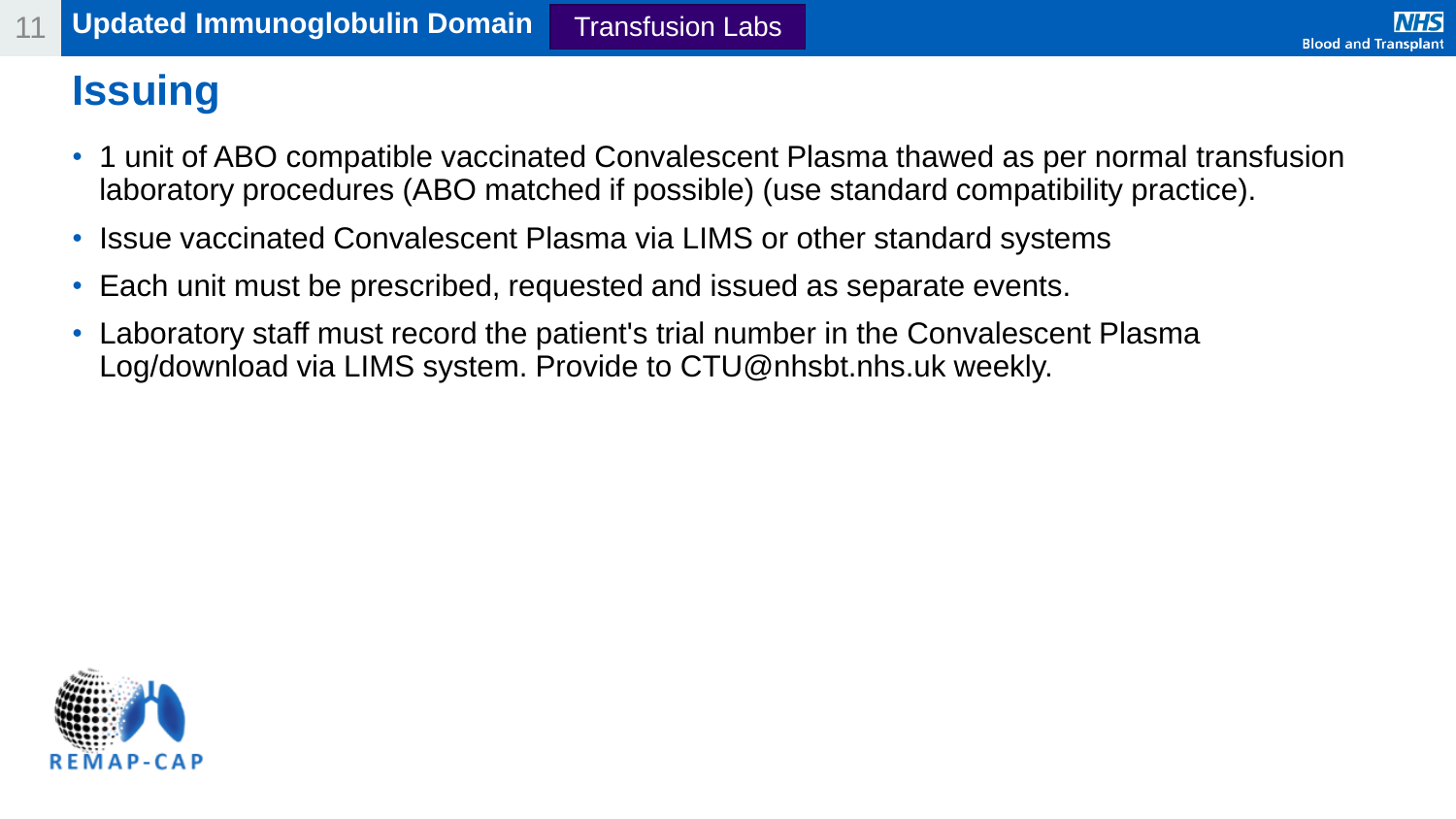# Issuing

- 1 unit of ABO compatible vaccinated Convalescent Plasma thawed as per normal transfusion laboratory procedures (ABO matched if possible) (use standard compatibility practice).
- Issue vaccinated Convalescent Plasma via LIMS or other standard systems
- Each unit must be prescribed, requested and issued as separate events.
- Laboratory staff must record the patient's trial number in the Convalescent Plasma Log/download via LIMS system. Provide to CTU@nhsbt.nhs.uk weekly.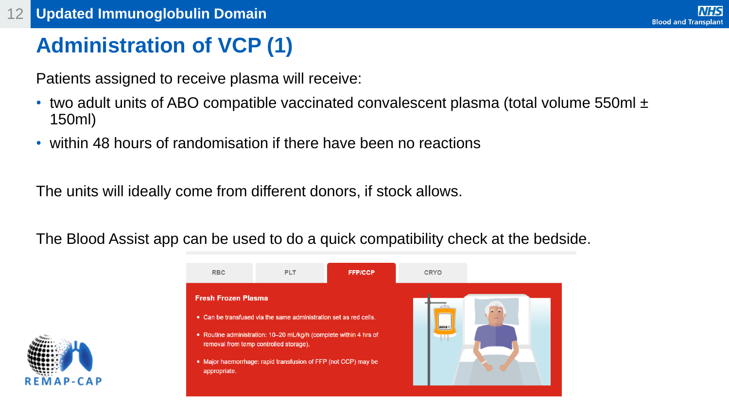## Administration of VCP (1)

Patients assigned to receive plasma will receive:

- two adult units of ABO compatible vaccinated convalescent plasma (total volume 550ml ± 150ml)
- within 48 hours of randomisation if there have been no reactions

The units will ideally come from different donors, if stock allows.

The Blood Assist app can be used to do a quick compatibility check at the bedside.

RBC | PLT | FFP/CCP | CRYO

**Fresh Frozen Plasma**

- Can be transfused via the same administration set as red cells.
- Routine administration: 10–20 mL/kg/h (complete within 4 hrs of removal from temp controlled storage).
- Major haemorrhage: rapid transfusion of FFP (not CCP) may be appropriate.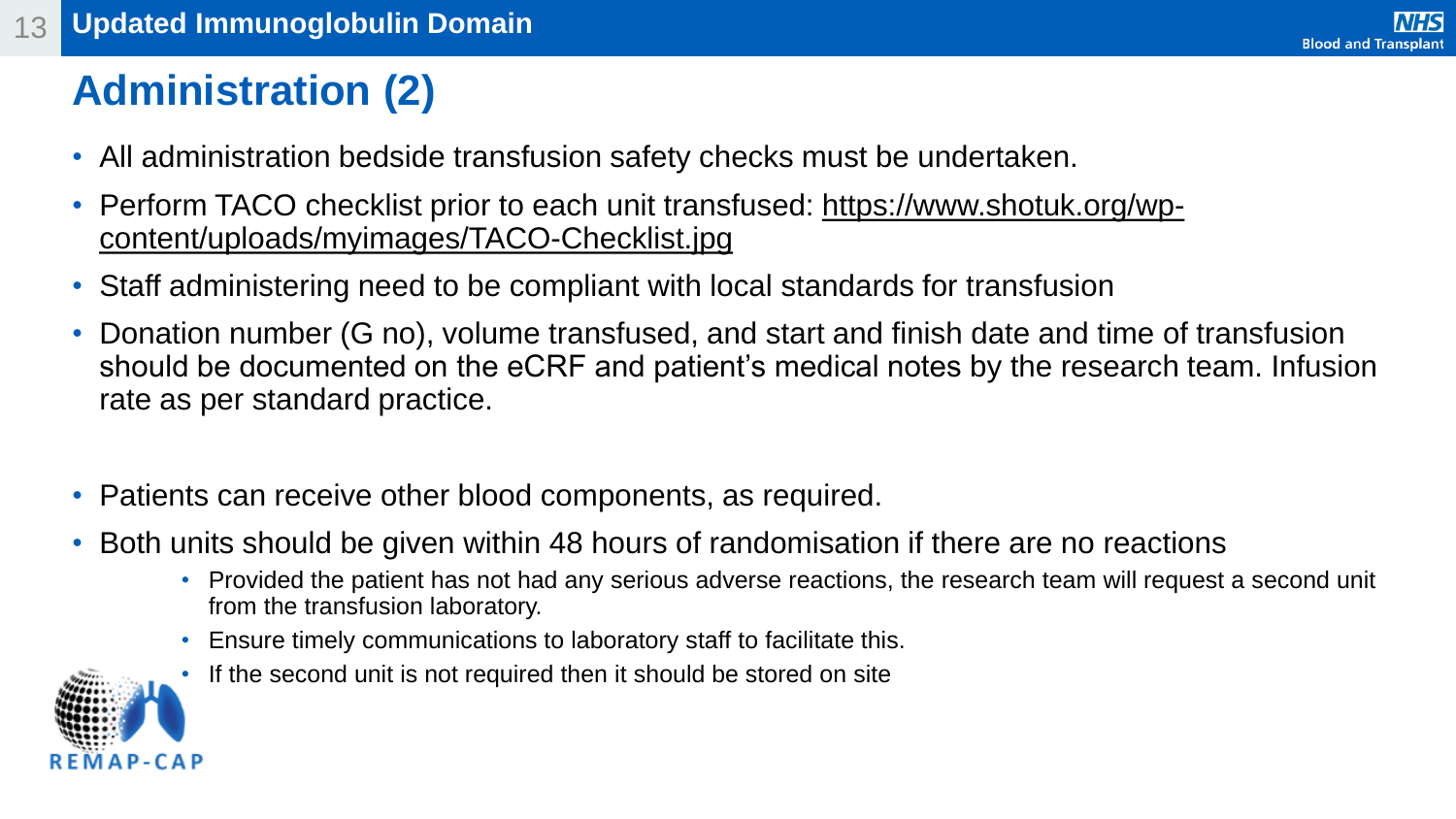# Administration (2)

- All administration bedside transfusion safety checks must be undertaken.
- Perform TACO checklist prior to each unit transfused: https://www.shotuk.org/wp-content/uploads/myimages/TACO-Checklist.jpg
- Staff administering need to be compliant with local standards for transfusion
- Donation number (G no), volume transfused, and start and finish date and time of transfusion should be documented on the eCRF and patient's medical notes by the research team. Infusion rate as per standard practice.
- Patients can receive other blood components, as required.
- Both units should be given within 48 hours of randomisation if there are no reactions
  - Provided the patient has not had any serious adverse reactions, the research team will request a second unit from the transfusion laboratory.
  - Ensure timely communications to laboratory staff to facilitate this.
  - If the second unit is not required then it should be stored on site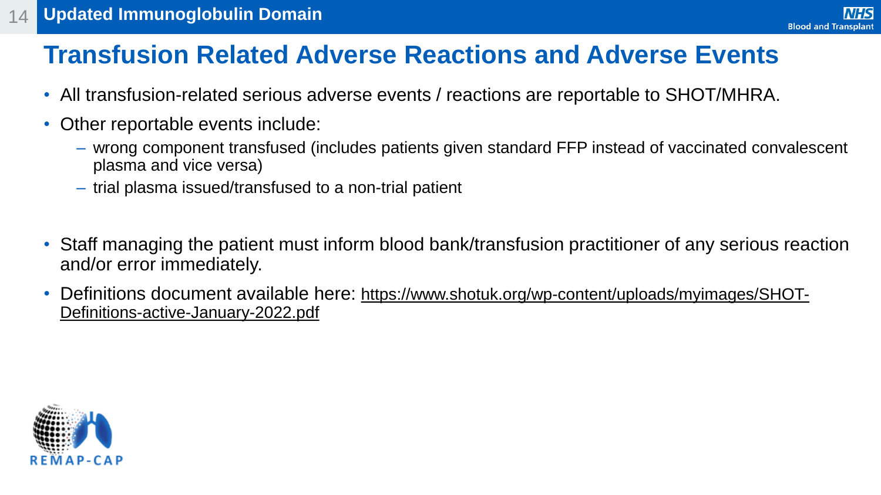# Updated Immunoglobulin Domain

## Transfusion Related Adverse Reactions and Adverse Events

- All transfusion-related serious adverse events / reactions are reportable to SHOT/MHRA.
- Other reportable events include:
  - wrong component transfused (includes patients given standard FFP instead of vaccinated convalescent plasma and vice versa)
  - trial plasma issued/transfused to a non-trial patient

- Staff managing the patient must inform blood bank/transfusion practitioner of any serious reaction and/or error immediately.
- Definitions document available here: https://www.shotuk.org/wp-content/uploads/myimages/SHOT-Definitions-active-January-2022.pdf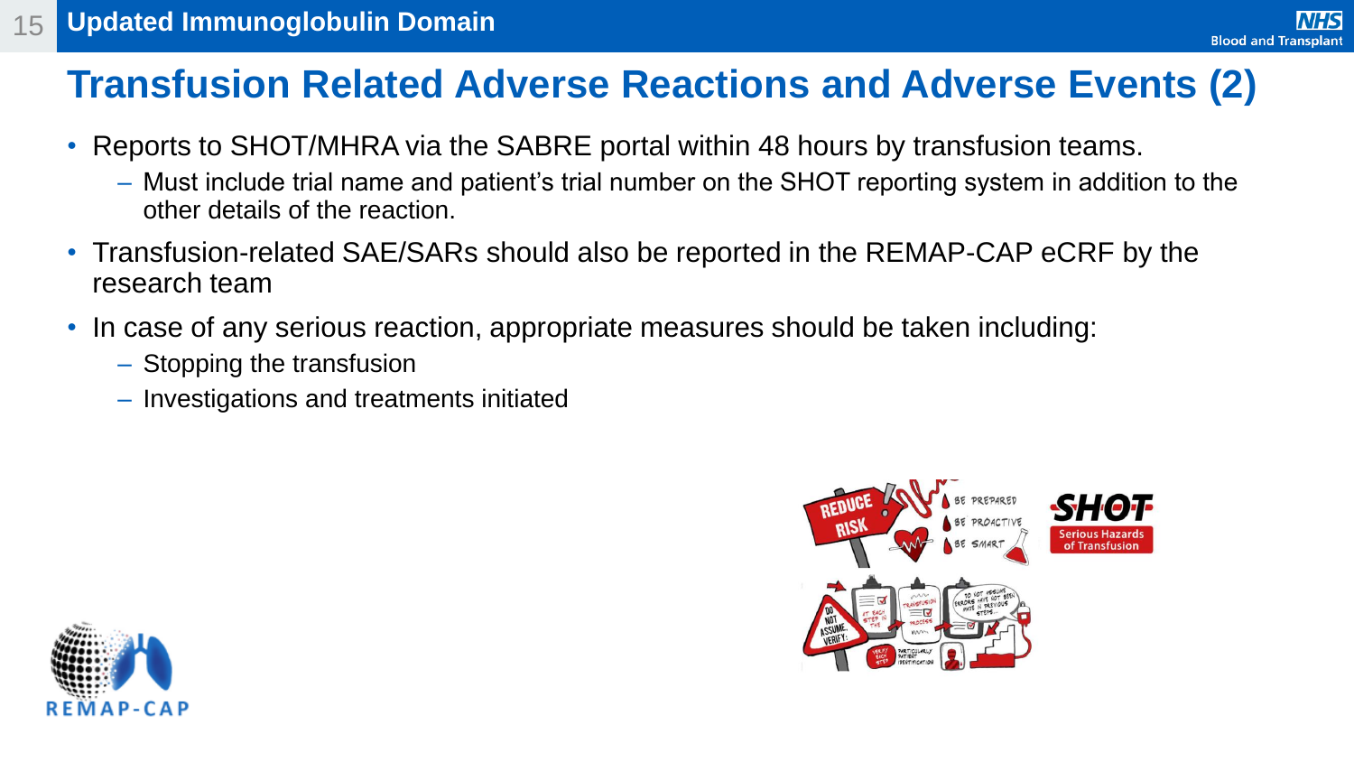## Updated Immunoglobulin Domain

# Transfusion Related Adverse Reactions and Adverse Events (2)

- Reports to SHOT/MHRA via the SABRE portal within 48 hours by transfusion teams.
  - Must include trial name and patient's trial number on the SHOT reporting system in addition to the other details of the reaction.
- Transfusion-related SAE/SARs should also be reported in the REMAP-CAP eCRF by the research team
- In case of any serious reaction, appropriate measures should be taken including:
  - Stopping the transfusion
  - Investigations and treatments initiated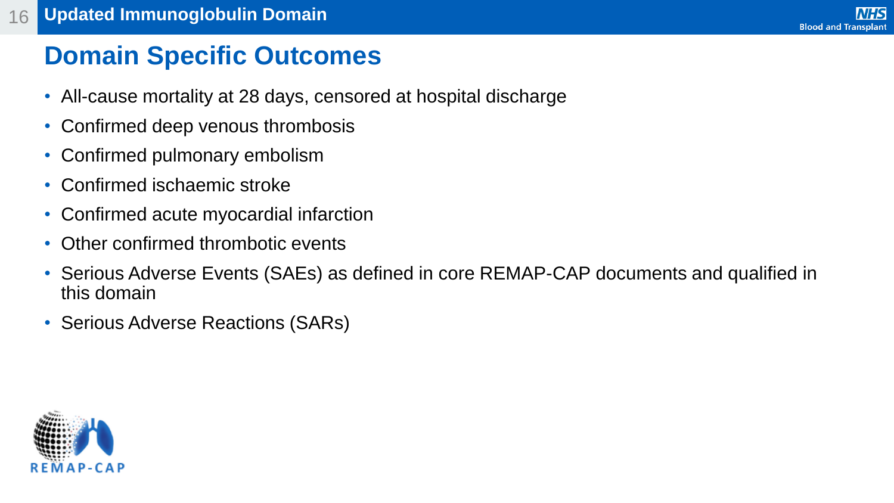## Updated Immunoglobulin Domain

# Domain Specific Outcomes

- All-cause mortality at 28 days, censored at hospital discharge
- Confirmed deep venous thrombosis
- Confirmed pulmonary embolism
- Confirmed ischaemic stroke
- Confirmed acute myocardial infarction
- Other confirmed thrombotic events
- Serious Adverse Events (SAEs) as defined in core REMAP-CAP documents and qualified in this domain
- Serious Adverse Reactions (SARs)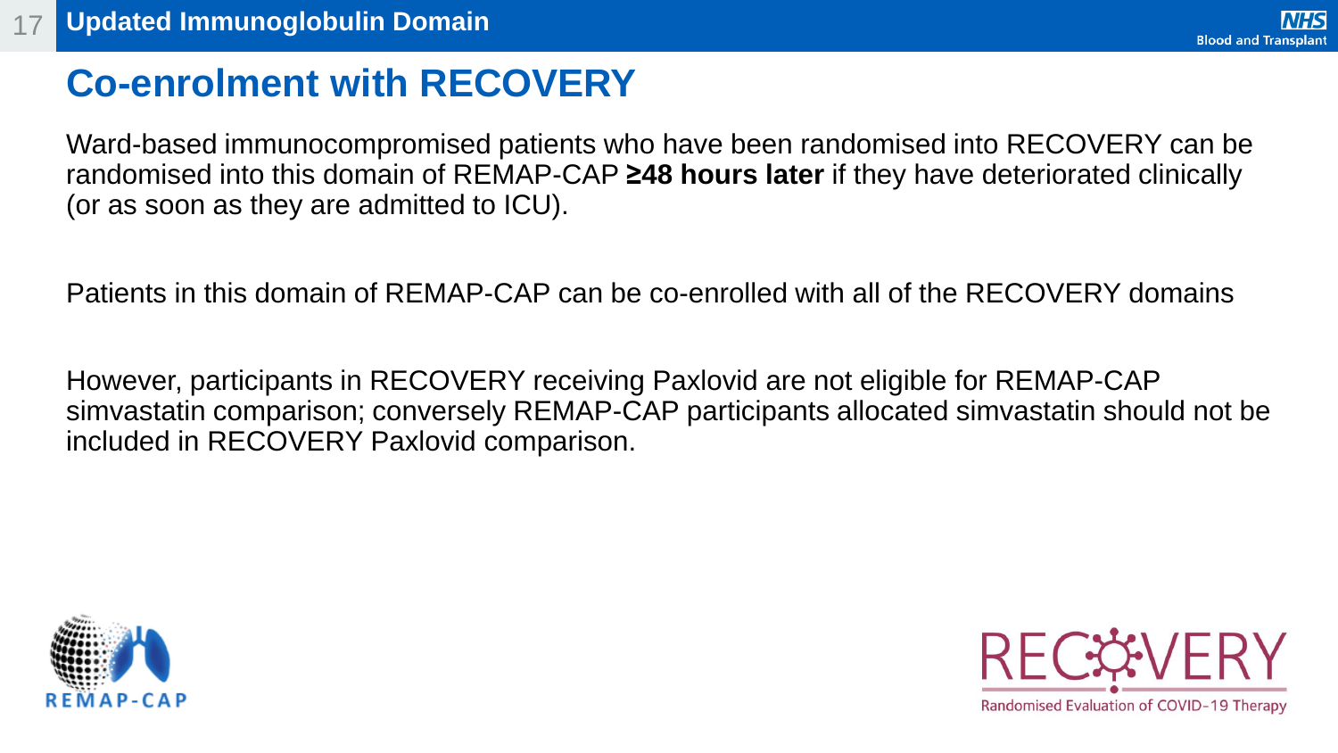# Updated Immunoglobulin Domain

## Co-enrolment with RECOVERY

Ward-based immunocompromised patients who have been randomised into RECOVERY can be randomised into this domain of REMAP-CAP **≥48 hours later** if they have deteriorated clinically (or as soon as they are admitted to ICU).

Patients in this domain of REMAP-CAP can be co-enrolled with all of the RECOVERY domains

However, participants in RECOVERY receiving Paxlovid are not eligible for REMAP-CAP simvastatin comparison; conversely REMAP-CAP participants allocated simvastatin should not be included in RECOVERY Paxlovid comparison.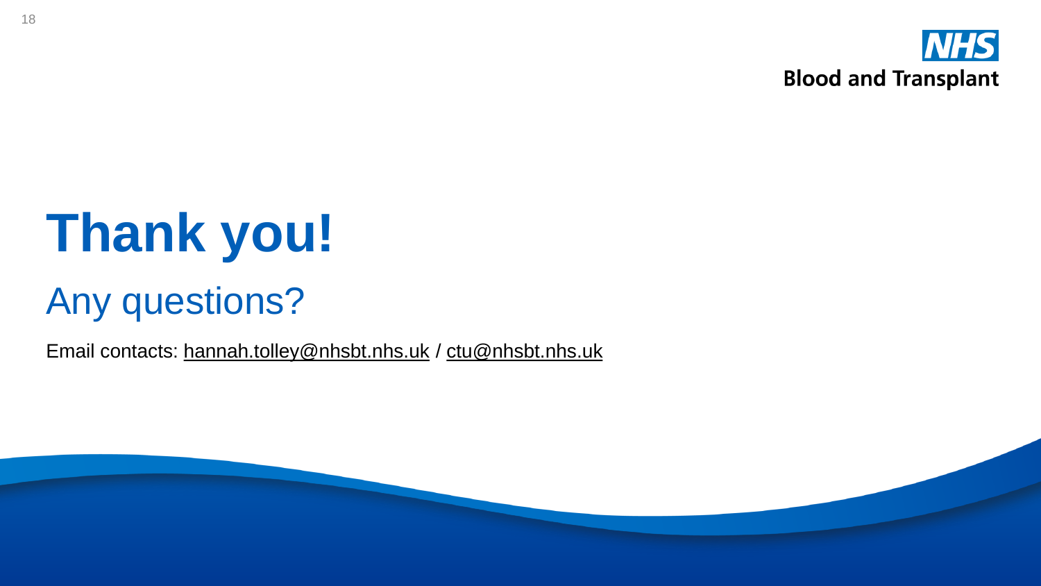NHS Blood and Transplant

# Thank you!

## Any questions?

Email contacts: hannah.tolley@nhsbt.nhs.uk / ctu@nhsbt.nhs.uk